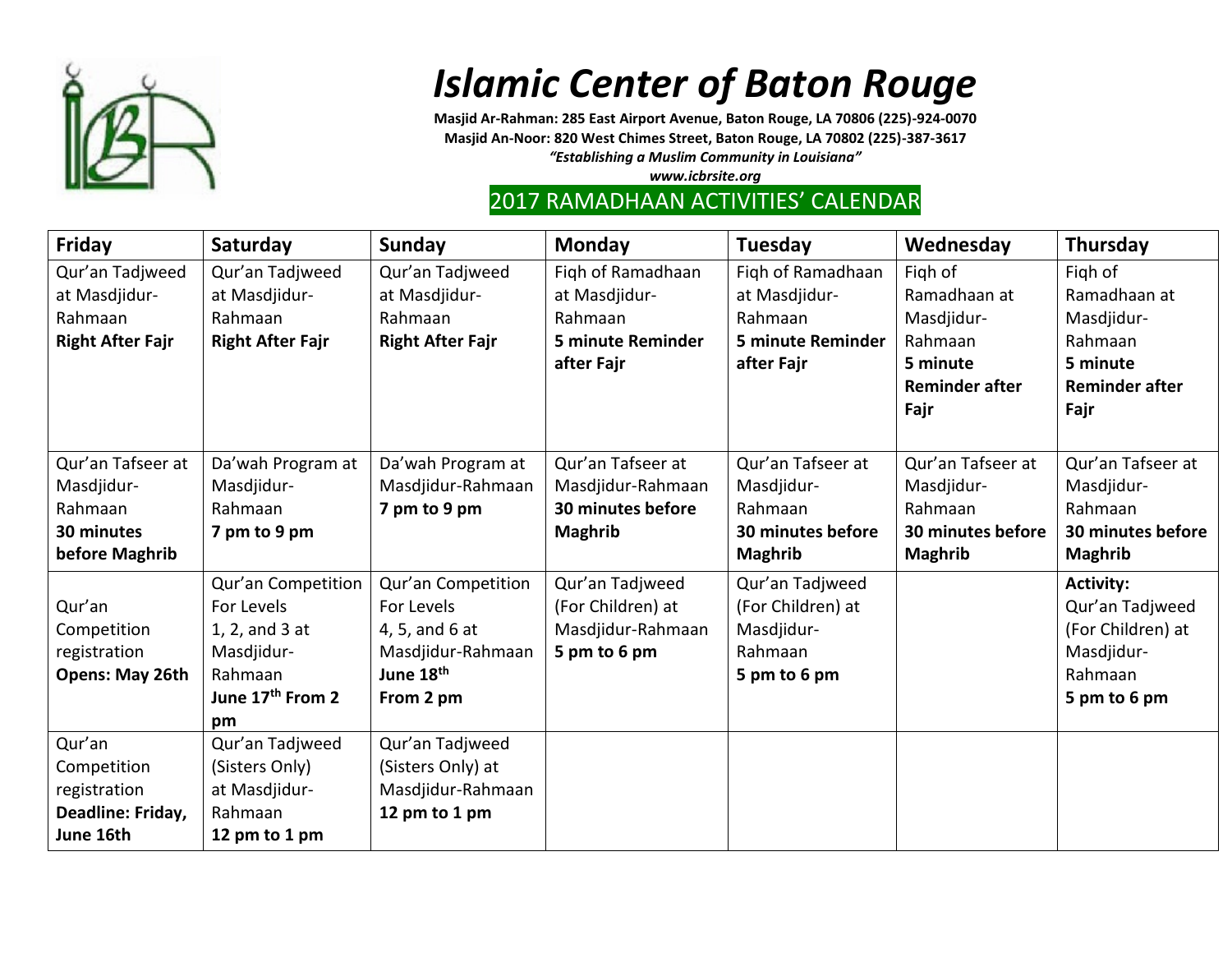# *Islamic Center of Baton Rouge*

**Masjid Ar-Rahman: 285 East Airport Avenue, Baton Rouge, LA 70806 (225)-924-0070**
**Masjid An-Noor: 820 West Chimes Street, Baton Rouge, LA 70802 (225)-387-3617**
***"Establishing a Muslim Community in Louisiana"***
***www.icbrsite.org***

## 2017 RAMADHAAN ACTIVITIES' CALENDAR

| Friday | Saturday | Sunday | Monday | Tuesday | Wednesday | Thursday |
|---|---|---|---|---|---|---|
| Qur'an Tadjweed at Masdjidur-Rahmaan **Right After Fajr** | Qur'an Tadjweed at Masdjidur-Rahmaan **Right After Fajr** | Qur'an Tadjweed at Masdjidur-Rahmaan **Right After Fajr** | Fiqh of Ramadhaan at Masdjidur-Rahmaan **5 minute Reminder after Fajr** | Fiqh of Ramadhaan at Masdjidur-Rahmaan **5 minute Reminder after Fajr** | Fiqh of Ramadhaan at Masdjidur-Rahmaan **5 minute Reminder after Fajr** | Fiqh of Ramadhaan at Masdjidur-Rahmaan **5 minute Reminder after Fajr** |
| Qur'an Tafseer at Masdjidur-Rahmaan **30 minutes before Maghrib** | Da'wah Program at Masdjidur-Rahmaan **7 pm to 9 pm** | Da'wah Program at Masdjidur-Rahmaan **7 pm to 9 pm** | Qur'an Tafseer at Masdjidur-Rahmaan **30 minutes before Maghrib** | Qur'an Tafseer at Masdjidur-Rahmaan **30 minutes before Maghrib** | Qur'an Tafseer at Masdjidur-Rahmaan **30 minutes before Maghrib** | Qur'an Tafseer at Masdjidur-Rahmaan **30 minutes before Maghrib** |
| Qur'an Competition registration **Opens: May 26th** | Qur'an Competition For Levels 1, 2, and 3 at Masdjidur-Rahmaan **June 17th From 2 pm** | Qur'an Competition For Levels 4, 5, and 6 at Masdjidur-Rahmaan **June 18th From 2 pm** | Qur'an Tadjweed (For Children) at Masdjidur-Rahmaan **5 pm to 6 pm** | Qur'an Tadjweed (For Children) at Masdjidur-Rahmaan **5 pm to 6 pm** | | **Activity:** Qur'an Tadjweed (For Children) at Masdjidur-Rahmaan **5 pm to 6 pm** |
| Qur'an Competition registration **Deadline: Friday, June 16th** | Qur'an Tadjweed (Sisters Only) at Masdjidur-Rahmaan **12 pm to 1 pm** | Qur'an Tadjweed (Sisters Only) at Masdjidur-Rahmaan **12 pm to 1 pm** | | | | |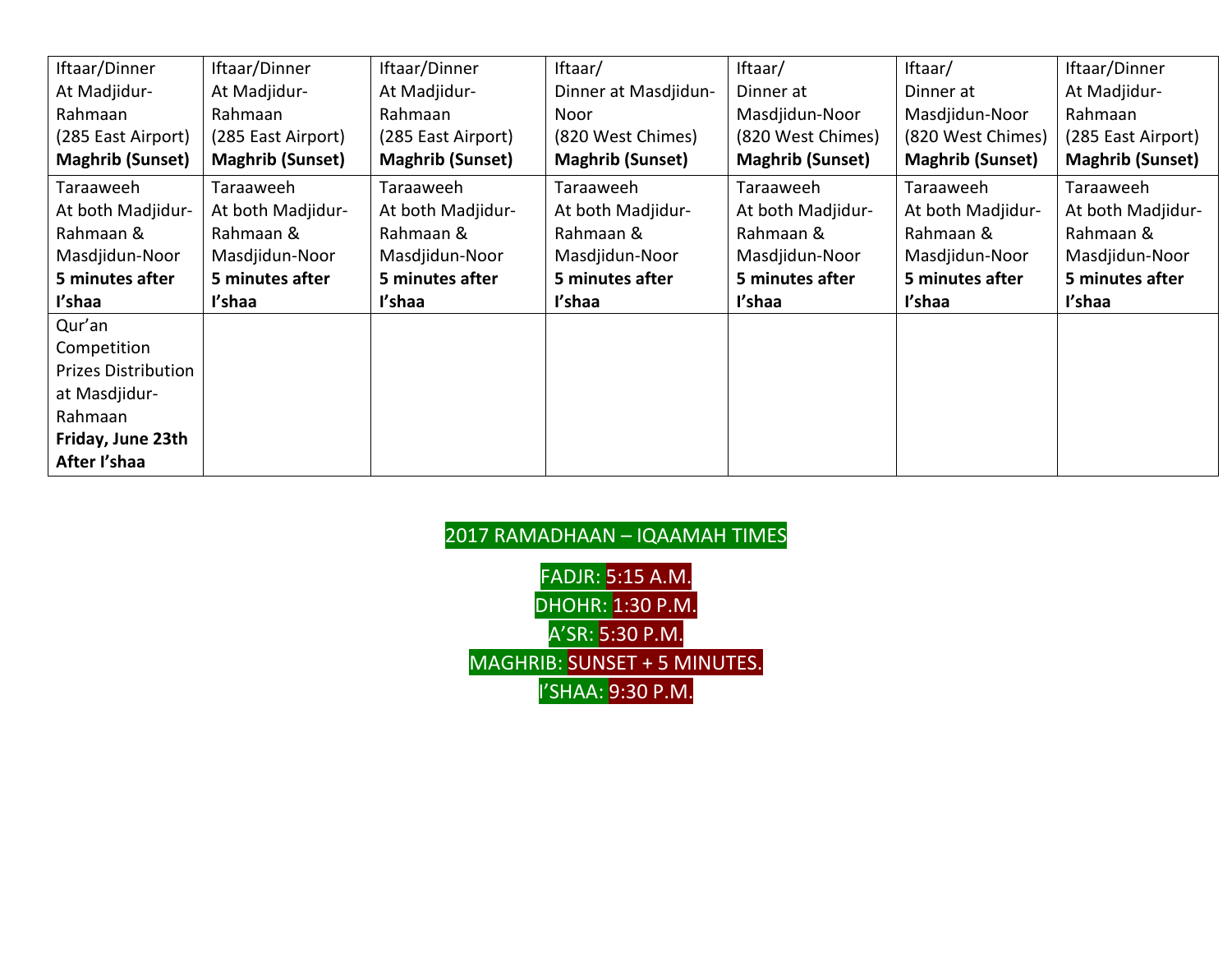| | | | | | | |
|---|---|---|---|---|---|---|
| Iftaar/Dinner At Madjidur-Rahmaan (285 East Airport) **Maghrib (Sunset)** | Iftaar/Dinner At Madjidur-Rahmaan (285 East Airport) **Maghrib (Sunset)** | Iftaar/Dinner At Madjidur-Rahmaan (285 East Airport) **Maghrib (Sunset)** | Iftaar/ Dinner at Masdjidun-Noor (820 West Chimes) **Maghrib (Sunset)** | Iftaar/ Dinner at Masdjidun-Noor (820 West Chimes) **Maghrib (Sunset)** | Iftaar/ Dinner at Masdjidun-Noor (820 West Chimes) **Maghrib (Sunset)** | Iftaar/Dinner At Madjidur-Rahmaan (285 East Airport) **Maghrib (Sunset)** |
| Taraaweeh At both Madjidur-Rahmaan & Masdjidun-Noor **5 minutes after I'shaa** | Taraaweeh At both Madjidur-Rahmaan & Masdjidun-Noor **5 minutes after I'shaa** | Taraaweeh At both Madjidur-Rahmaan & Masdjidun-Noor **5 minutes after I'shaa** | Taraaweeh At both Madjidur-Rahmaan & Masdjidun-Noor **5 minutes after I'shaa** | Taraaweeh At both Madjidur-Rahmaan & Masdjidun-Noor **5 minutes after I'shaa** | Taraaweeh At both Madjidur-Rahmaan & Masdjidun-Noor **5 minutes after I'shaa** | Taraaweeh At both Madjidur-Rahmaan & Masdjidun-Noor **5 minutes after I'shaa** |
| Qur'an Competition Prizes Distribution at Masdjidur-Rahmaan **Friday, June 23th After I'shaa** | | | | | | |

## 2017 RAMADHAAN – IQAAMAH TIMES

FADJR: 5:15 A.M.

DHOHR: 1:30 P.M.

A'SR: 5:30 P.M.

MAGHRIB: SUNSET + 5 MINUTES.

I'SHAA: 9:30 P.M.